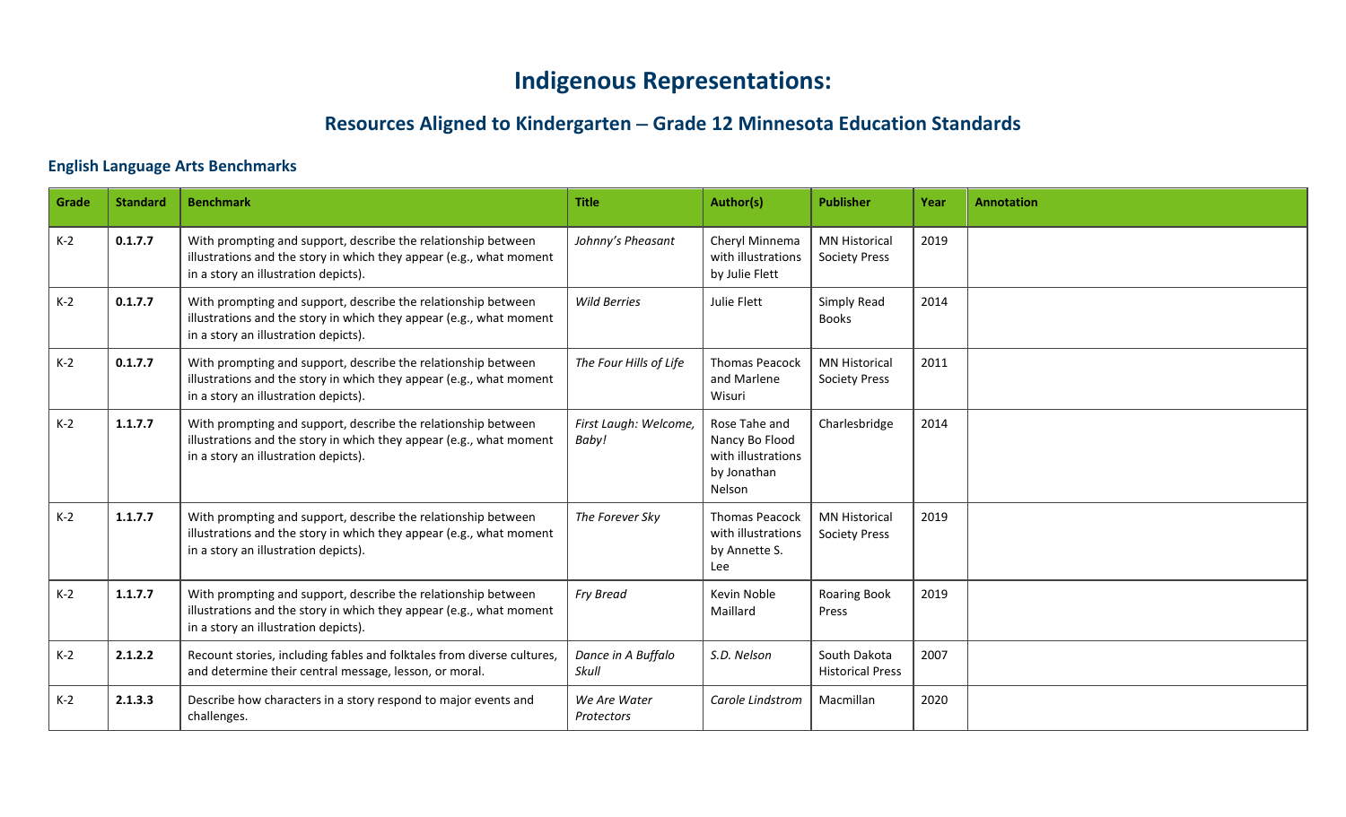# Indigenous Representations:

## Resources Aligned to Kindergarten – Grade 12 Minnesota Education Standards

### English Language Arts Benchmarks

| Grade | Standard | Benchmark | Title | Author(s) | Publisher | Year | Annotation |
|---|---|---|---|---|---|---|---|
| K-2 | **0.1.7.7** | With prompting and support, describe the relationship between illustrations and the story in which they appear (e.g., what moment in a story an illustration depicts). | *Johnny's Pheasant* | Cheryl Minnema with illustrations by Julie Flett | MN Historical Society Press | 2019 | |
| K-2 | **0.1.7.7** | With prompting and support, describe the relationship between illustrations and the story in which they appear (e.g., what moment in a story an illustration depicts). | *Wild Berries* | Julie Flett | Simply Read Books | 2014 | |
| K-2 | **0.1.7.7** | With prompting and support, describe the relationship between illustrations and the story in which they appear (e.g., what moment in a story an illustration depicts). | *The Four Hills of Life* | Thomas Peacock and Marlene Wisuri | MN Historical Society Press | 2011 | |
| K-2 | **1.1.7.7** | With prompting and support, describe the relationship between illustrations and the story in which they appear (e.g., what moment in a story an illustration depicts). | *First Laugh: Welcome, Baby!* | Rose Tahe and Nancy Bo Flood with illustrations by Jonathan Nelson | Charlesbridge | 2014 | |
| K-2 | **1.1.7.7** | With prompting and support, describe the relationship between illustrations and the story in which they appear (e.g., what moment in a story an illustration depicts). | *The Forever Sky* | Thomas Peacock with illustrations by Annette S. Lee | MN Historical Society Press | 2019 | |
| K-2 | **1.1.7.7** | With prompting and support, describe the relationship between illustrations and the story in which they appear (e.g., what moment in a story an illustration depicts). | *Fry Bread* | Kevin Noble Maillard | Roaring Book Press | 2019 | |
| K-2 | **2.1.2.2** | Recount stories, including fables and folktales from diverse cultures, and determine their central message, lesson, or moral. | *Dance in A Buffalo Skull* | *S.D. Nelson* | South Dakota Historical Press | 2007 | |
| K-2 | **2.1.3.3** | Describe how characters in a story respond to major events and challenges. | *We Are Water Protectors* | *Carole Lindstrom* | Macmillan | 2020 | |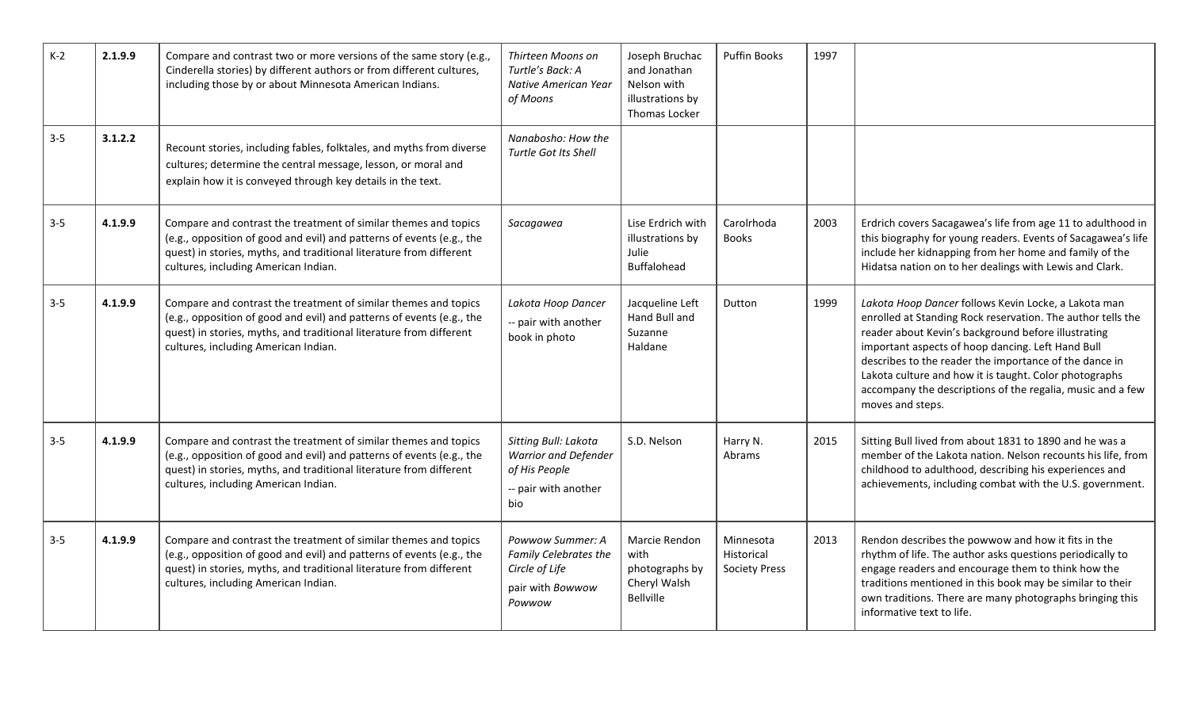| | | | | | | | |
|---|---|---|---|---|---|---|---|
| K-2 | **2.1.9.9** | Compare and contrast two or more versions of the same story (e.g., Cinderella stories) by different authors or from different cultures, including those by or about Minnesota American Indians. | *Thirteen Moons on Turtle's Back: A Native American Year of Moons* | Joseph Bruchac and Jonathan Nelson with illustrations by Thomas Locker | Puffin Books | 1997 | |
| 3-5 | **3.1.2.2** | Recount stories, including fables, folktales, and myths from diverse cultures; determine the central message, lesson, or moral and explain how it is conveyed through key details in the text. | *Nanabosho: How the Turtle Got Its Shell* | | | | |
| 3-5 | **4.1.9.9** | Compare and contrast the treatment of similar themes and topics (e.g., opposition of good and evil) and patterns of events (e.g., the quest) in stories, myths, and traditional literature from different cultures, including American Indian. | *Sacagawea* | Lise Erdrich with illustrations by Julie Buffalohead | Carolrhoda Books | 2003 | Erdrich covers Sacagawea's life from age 11 to adulthood in this biography for young readers. Events of Sacagawea's life include her kidnapping from her home and family of the Hidatsa nation on to her dealings with Lewis and Clark. |
| 3-5 | **4.1.9.9** | Compare and contrast the treatment of similar themes and topics (e.g., opposition of good and evil) and patterns of events (e.g., the quest) in stories, myths, and traditional literature from different cultures, including American Indian. | *Lakota Hoop Dancer* -- pair with another book in photo | Jacqueline Left Hand Bull and Suzanne Haldane | Dutton | 1999 | *Lakota Hoop Dancer* follows Kevin Locke, a Lakota man enrolled at Standing Rock reservation. The author tells the reader about Kevin's background before illustrating important aspects of hoop dancing. Left Hand Bull describes to the reader the importance of the dance in Lakota culture and how it is taught. Color photographs accompany the descriptions of the regalia, music and a few moves and steps. |
| 3-5 | **4.1.9.9** | Compare and contrast the treatment of similar themes and topics (e.g., opposition of good and evil) and patterns of events (e.g., the quest) in stories, myths, and traditional literature from different cultures, including American Indian. | *Sitting Bull: Lakota Warrior and Defender of His People* -- pair with another bio | S.D. Nelson | Harry N. Abrams | 2015 | Sitting Bull lived from about 1831 to 1890 and he was a member of the Lakota nation. Nelson recounts his life, from childhood to adulthood, describing his experiences and achievements, including combat with the U.S. government. |
| 3-5 | **4.1.9.9** | Compare and contrast the treatment of similar themes and topics (e.g., opposition of good and evil) and patterns of events (e.g., the quest) in stories, myths, and traditional literature from different cultures, including American Indian. | *Powwow Summer: A Family Celebrates the Circle of Life* pair with *Bowwow Powwow* | Marcie Rendon with photographs by Cheryl Walsh Bellville | Minnesota Historical Society Press | 2013 | Rendon describes the powwow and how it fits in the rhythm of life. The author asks questions periodically to engage readers and encourage them to think how the traditions mentioned in this book may be similar to their own traditions. There are many photographs bringing this informative text to life. |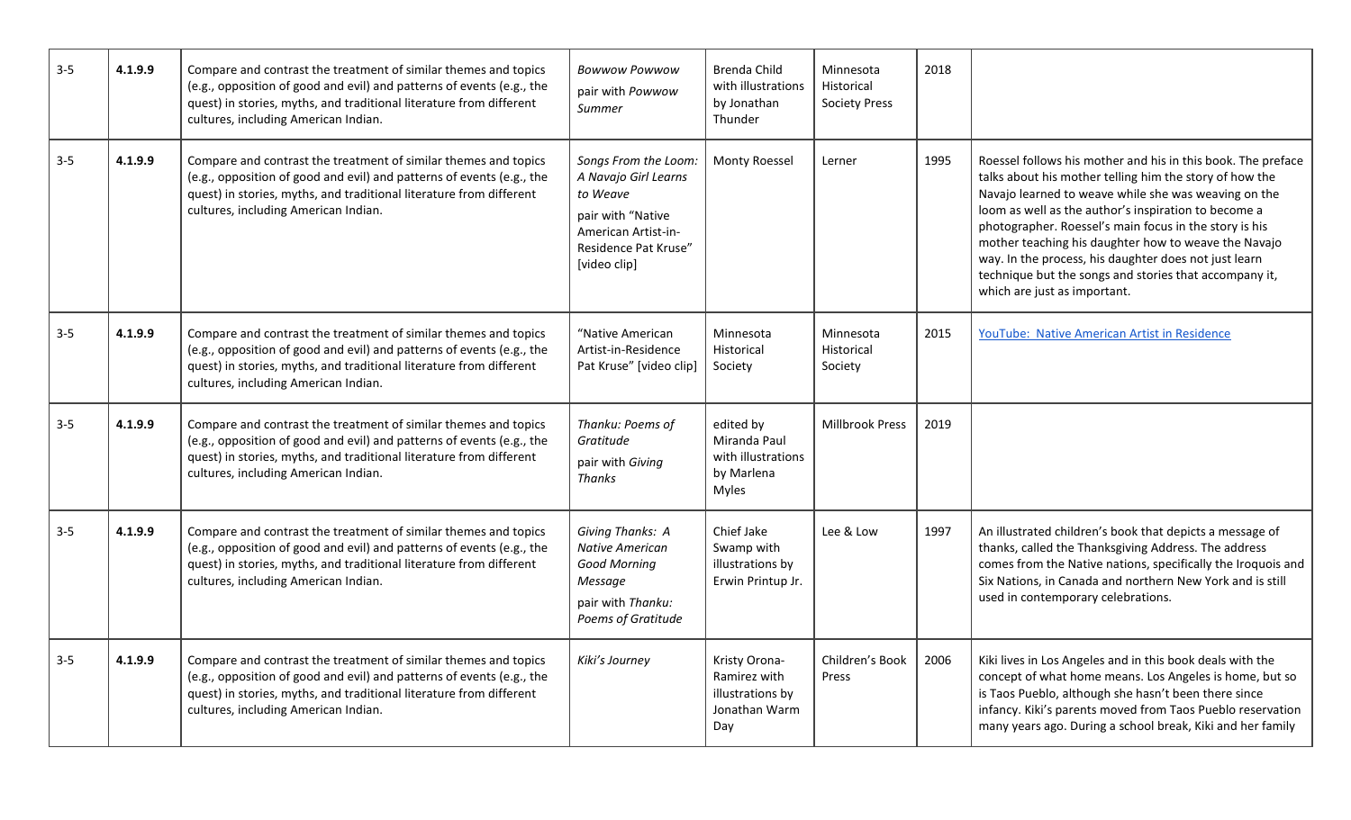| | | | | | | | |
|---|---|---|---|---|---|---|---|
| 3-5 | **4.1.9.9** | Compare and contrast the treatment of similar themes and topics (e.g., opposition of good and evil) and patterns of events (e.g., the quest) in stories, myths, and traditional literature from different cultures, including American Indian. | *Bowwow Powwow* pair with *Powwow Summer* | Brenda Child with illustrations by Jonathan Thunder | Minnesota Historical Society Press | 2018 | |
| 3-5 | **4.1.9.9** | Compare and contrast the treatment of similar themes and topics (e.g., opposition of good and evil) and patterns of events (e.g., the quest) in stories, myths, and traditional literature from different cultures, including American Indian. | *Songs From the Loom: A Navajo Girl Learns to Weave* pair with "Native American Artist-in-Residence Pat Kruse" [video clip] | Monty Roessel | Lerner | 1995 | Roessel follows his mother and his in this book. The preface talks about his mother telling him the story of how the Navajo learned to weave while she was weaving on the loom as well as the author's inspiration to become a photographer. Roessel's main focus in the story is his mother teaching his daughter how to weave the Navajo way. In the process, his daughter does not just learn technique but the songs and stories that accompany it, which are just as important. |
| 3-5 | **4.1.9.9** | Compare and contrast the treatment of similar themes and topics (e.g., opposition of good and evil) and patterns of events (e.g., the quest) in stories, myths, and traditional literature from different cultures, including American Indian. | "Native American Artist-in-Residence Pat Kruse" [video clip] | Minnesota Historical Society | Minnesota Historical Society | 2015 | YouTube: Native American Artist in Residence |
| 3-5 | **4.1.9.9** | Compare and contrast the treatment of similar themes and topics (e.g., opposition of good and evil) and patterns of events (e.g., the quest) in stories, myths, and traditional literature from different cultures, including American Indian. | *Thanku: Poems of Gratitude* pair with *Giving Thanks* | edited by Miranda Paul with illustrations by Marlena Myles | Millbrook Press | 2019 | |
| 3-5 | **4.1.9.9** | Compare and contrast the treatment of similar themes and topics (e.g., opposition of good and evil) and patterns of events (e.g., the quest) in stories, myths, and traditional literature from different cultures, including American Indian. | *Giving Thanks: A Native American Good Morning Message* pair with *Thanku: Poems of Gratitude* | Chief Jake Swamp with illustrations by Erwin Printup Jr. | Lee & Low | 1997 | An illustrated children's book that depicts a message of thanks, called the Thanksgiving Address. The address comes from the Native nations, specifically the Iroquois and Six Nations, in Canada and northern New York and is still used in contemporary celebrations. |
| 3-5 | **4.1.9.9** | Compare and contrast the treatment of similar themes and topics (e.g., opposition of good and evil) and patterns of events (e.g., the quest) in stories, myths, and traditional literature from different cultures, including American Indian. | *Kiki's Journey* | Kristy Orona-Ramirez with illustrations by Jonathan Warm Day | Children's Book Press | 2006 | Kiki lives in Los Angeles and in this book deals with the concept of what home means. Los Angeles is home, but so is Taos Pueblo, although she hasn't been there since infancy. Kiki's parents moved from Taos Pueblo reservation many years ago. During a school break, Kiki and her family |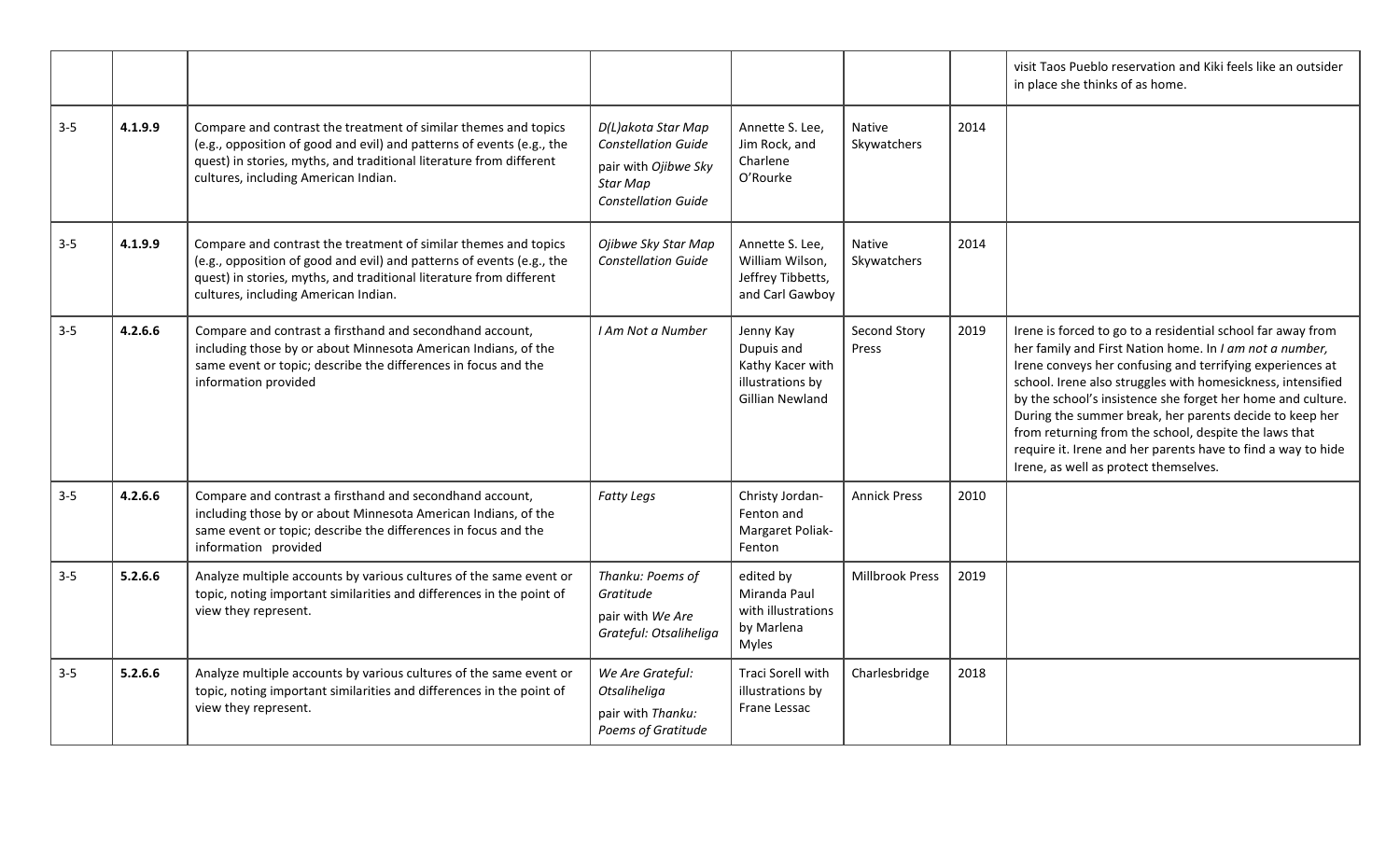| | | | | | | | |
|---|---|---|---|---|---|---|---|
| | | | | | | | visit Taos Pueblo reservation and Kiki feels like an outsider in place she thinks of as home. |
| 3-5 | **4.1.9.9** | Compare and contrast the treatment of similar themes and topics (e.g., opposition of good and evil) and patterns of events (e.g., the quest) in stories, myths, and traditional literature from different cultures, including American Indian. | *D(L)akota Star Map Constellation Guide* pair with *Ojibwe Sky Star Map Constellation Guide* | Annette S. Lee, Jim Rock, and Charlene O'Rourke | Native Skywatchers | 2014 | |
| 3-5 | **4.1.9.9** | Compare and contrast the treatment of similar themes and topics (e.g., opposition of good and evil) and patterns of events (e.g., the quest) in stories, myths, and traditional literature from different cultures, including American Indian. | *Ojibwe Sky Star Map Constellation Guide* | Annette S. Lee, William Wilson, Jeffrey Tibbetts, and Carl Gawboy | Native Skywatchers | 2014 | |
| 3-5 | **4.2.6.6** | Compare and contrast a firsthand and secondhand account, including those by or about Minnesota American Indians, of the same event or topic; describe the differences in focus and the information provided | *I Am Not a Number* | Jenny Kay Dupuis and Kathy Kacer with illustrations by Gillian Newland | Second Story Press | 2019 | Irene is forced to go to a residential school far away from her family and First Nation home. In *I am not a number,* Irene conveys her confusing and terrifying experiences at school. Irene also struggles with homesickness, intensified by the school's insistence she forget her home and culture. During the summer break, her parents decide to keep her from returning from the school, despite the laws that require it. Irene and her parents have to find a way to hide Irene, as well as protect themselves. |
| 3-5 | **4.2.6.6** | Compare and contrast a firsthand and secondhand account, including those by or about Minnesota American Indians, of the same event or topic; describe the differences in focus and the information provided | *Fatty Legs* | Christy Jordan-Fenton and Margaret Poliak-Fenton | Annick Press | 2010 | |
| 3-5 | **5.2.6.6** | Analyze multiple accounts by various cultures of the same event or topic, noting important similarities and differences in the point of view they represent. | *Thanku: Poems of Gratitude* pair with *We Are Grateful: Otsaliheliga* | edited by Miranda Paul with illustrations by Marlena Myles | Millbrook Press | 2019 | |
| 3-5 | **5.2.6.6** | Analyze multiple accounts by various cultures of the same event or topic, noting important similarities and differences in the point of view they represent. | *We Are Grateful: Otsaliheliga* pair with *Thanku: Poems of Gratitude* | Traci Sorell with illustrations by Frane Lessac | Charlesbridge | 2018 | |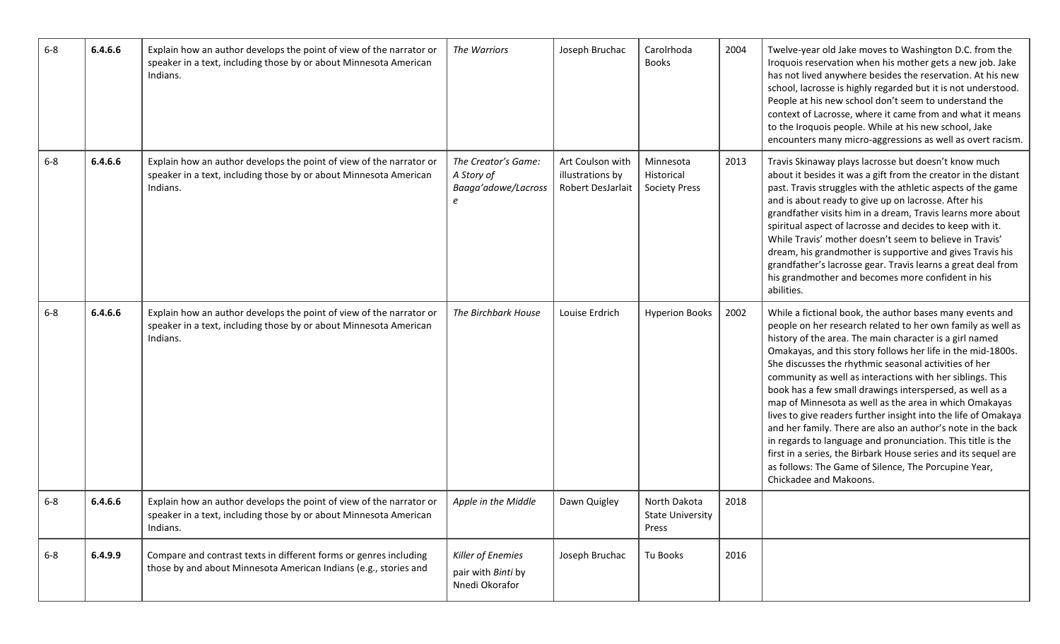| 6-8 | 6.4.6.6 | Explain how an author develops the point of view of the narrator or speaker in a text, including those by or about Minnesota American Indians. | *The Warriors* | Joseph Bruchac | Carolrhoda Books | 2004 | Twelve-year old Jake moves to Washington D.C. from the Iroquois reservation when his mother gets a new job. Jake has not lived anywhere besides the reservation. At his new school, lacrosse is highly regarded but it is not understood. People at his new school don't seem to understand the context of Lacrosse, where it came from and what it means to the Iroquois people. While at his new school, Jake encounters many micro-aggressions as well as overt racism. |
|---|---|---|---|---|---|---|---|
| 6-8 | 6.4.6.6 | Explain how an author develops the point of view of the narrator or speaker in a text, including those by or about Minnesota American Indians. | *The Creator's Game: A Story of Baaga'adowe/Lacrosse* | Art Coulson with illustrations by Robert DesJarlait | Minnesota Historical Society Press | 2013 | Travis Skinaway plays lacrosse but doesn't know much about it besides it was a gift from the creator in the distant past. Travis struggles with the athletic aspects of the game and is about ready to give up on lacrosse. After his grandfather visits him in a dream, Travis learns more about spiritual aspect of lacrosse and decides to keep with it. While Travis' mother doesn't seem to believe in Travis' dream, his grandmother is supportive and gives Travis his grandfather's lacrosse gear. Travis learns a great deal from his grandmother and becomes more confident in his abilities. |
| 6-8 | 6.4.6.6 | Explain how an author develops the point of view of the narrator or speaker in a text, including those by or about Minnesota American Indians. | *The Birchbark House* | Louise Erdrich | Hyperion Books | 2002 | While a fictional book, the author bases many events and people on her research related to her own family as well as history of the area. The main character is a girl named Omakayas, and this story follows her life in the mid-1800s. She discusses the rhythmic seasonal activities of her community as well as interactions with her siblings. This book has a few small drawings interspersed, as well as a map of Minnesota as well as the area in which Omakayas lives to give readers further insight into the life of Omakaya and her family. There are also an author's note in the back in regards to language and pronunciation. This title is the first in a series, the Birbark House series and its sequel are as follows: The Game of Silence, The Porcupine Year, Chickadee and Makoons. |
| 6-8 | 6.4.6.6 | Explain how an author develops the point of view of the narrator or speaker in a text, including those by or about Minnesota American Indians. | *Apple in the Middle* | Dawn Quigley | North Dakota State University Press | 2018 | |
| 6-8 | 6.4.9.9 | Compare and contrast texts in different forms or genres including those by and about Minnesota American Indians (e.g., stories and | *Killer of Enemies* pair with *Binti* by Nnedi Okorafor | Joseph Bruchac | Tu Books | 2016 | |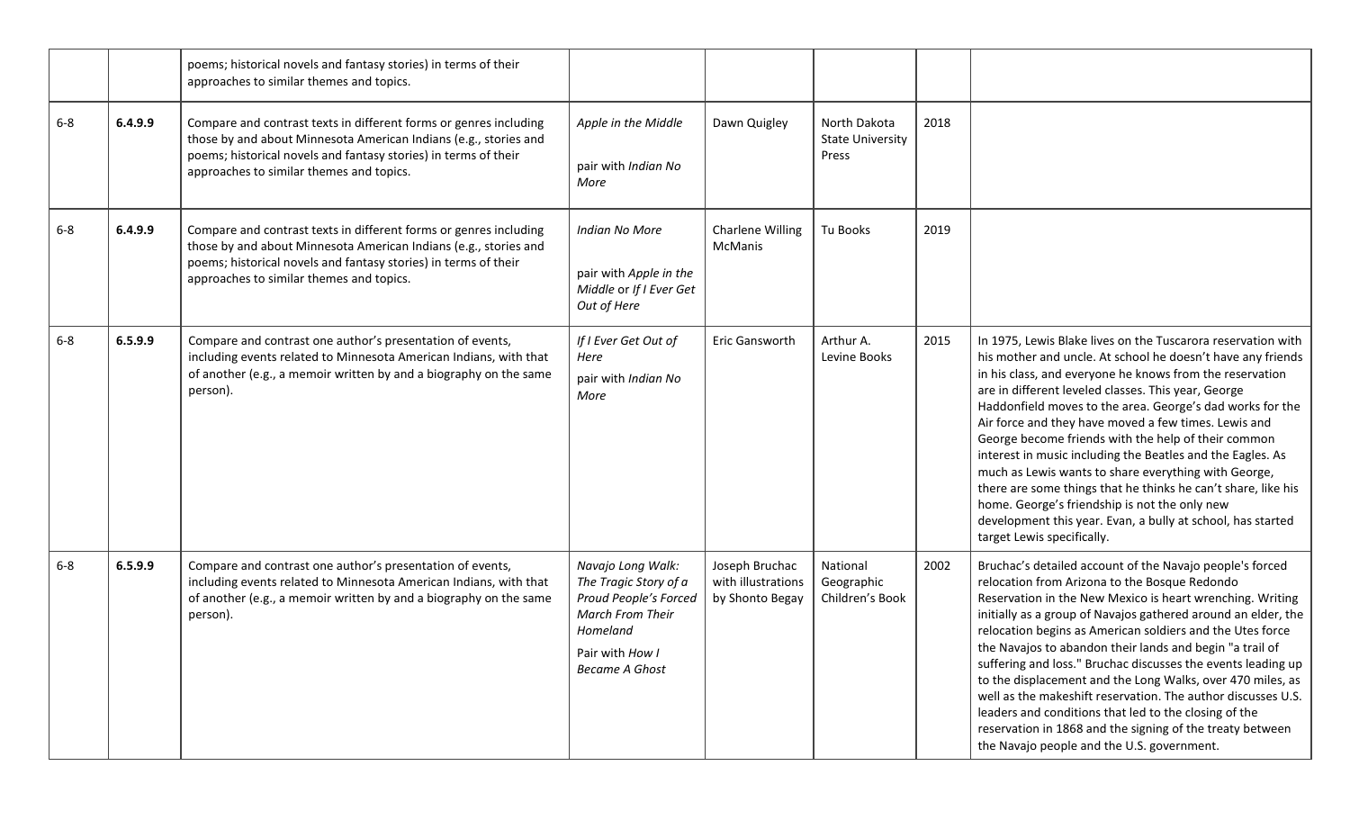| | | | | | | | |
|---|---|---|---|---|---|---|---|
| | | poems; historical novels and fantasy stories) in terms of their approaches to similar themes and topics. | | | | | |
| 6-8 | **6.4.9.9** | Compare and contrast texts in different forms or genres including those by and about Minnesota American Indians (e.g., stories and poems; historical novels and fantasy stories) in terms of their approaches to similar themes and topics. | *Apple in the Middle*<br><br>pair with *Indian No More* | Dawn Quigley | North Dakota State University Press | 2018 | |
| 6-8 | **6.4.9.9** | Compare and contrast texts in different forms or genres including those by and about Minnesota American Indians (e.g., stories and poems; historical novels and fantasy stories) in terms of their approaches to similar themes and topics. | *Indian No More*<br><br>pair with *Apple in the Middle* or *If I Ever Get Out of Here* | Charlene Willing McManis | Tu Books | 2019 | |
| 6-8 | **6.5.9.9** | Compare and contrast one author's presentation of events, including events related to Minnesota American Indians, with that of another (e.g., a memoir written by and a biography on the same person). | *If I Ever Get Out of Here*<br>pair with *Indian No More* | Eric Gansworth | Arthur A. Levine Books | 2015 | In 1975, Lewis Blake lives on the Tuscarora reservation with his mother and uncle. At school he doesn't have any friends in his class, and everyone he knows from the reservation are in different leveled classes. This year, George Haddonfield moves to the area. George's dad works for the Air force and they have moved a few times. Lewis and George become friends with the help of their common interest in music including the Beatles and the Eagles. As much as Lewis wants to share everything with George, there are some things that he thinks he can't share, like his home. George's friendship is not the only new development this year. Evan, a bully at school, has started target Lewis specifically. |
| 6-8 | **6.5.9.9** | Compare and contrast one author's presentation of events, including events related to Minnesota American Indians, with that of another (e.g., a memoir written by and a biography on the same person). | *Navajo Long Walk: The Tragic Story of a Proud People's Forced March From Their Homeland*<br>Pair with *How I Became A Ghost* | Joseph Bruchac with illustrations by Shonto Begay | National Geographic Children's Book | 2002 | Bruchac's detailed account of the Navajo people's forced relocation from Arizona to the Bosque Redondo Reservation in the New Mexico is heart wrenching. Writing initially as a group of Navajos gathered around an elder, the relocation begins as American soldiers and the Utes force the Navajos to abandon their lands and begin "a trail of suffering and loss." Bruchac discusses the events leading up to the displacement and the Long Walks, over 470 miles, as well as the makeshift reservation. The author discusses U.S. leaders and conditions that led to the closing of the reservation in 1868 and the signing of the treaty between the Navajo people and the U.S. government. |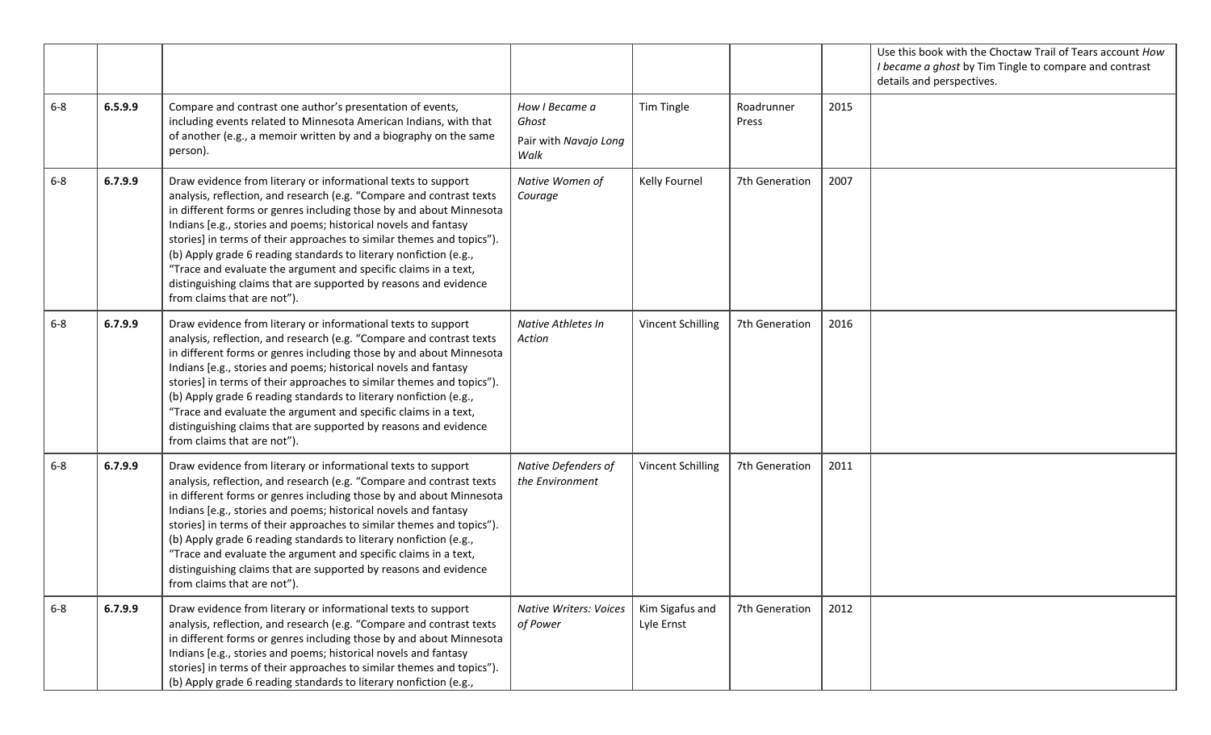| | | | | | | | |
|---|---|---|---|---|---|---|---|
| | | | | | | | Use this book with the Choctaw Trail of Tears account *How I became a ghost* by Tim Tingle to compare and contrast details and perspectives. |
| 6-8 | **6.5.9.9** | Compare and contrast one author's presentation of events, including events related to Minnesota American Indians, with that of another (e.g., a memoir written by and a biography on the same person). | *How I Became a Ghost*<br><br>Pair with *Navajo Long Walk* | Tim Tingle | Roadrunner Press | 2015 | |
| 6-8 | **6.7.9.9** | Draw evidence from literary or informational texts to support analysis, reflection, and research (e.g. "Compare and contrast texts in different forms or genres including those by and about Minnesota Indians [e.g., stories and poems; historical novels and fantasy stories] in terms of their approaches to similar themes and topics"). (b) Apply grade 6 reading standards to literary nonfiction (e.g., "Trace and evaluate the argument and specific claims in a text, distinguishing claims that are supported by reasons and evidence from claims that are not"). | *Native Women of Courage* | Kelly Fournel | 7th Generation | 2007 | |
| 6-8 | **6.7.9.9** | Draw evidence from literary or informational texts to support analysis, reflection, and research (e.g. "Compare and contrast texts in different forms or genres including those by and about Minnesota Indians [e.g., stories and poems; historical novels and fantasy stories] in terms of their approaches to similar themes and topics"). (b) Apply grade 6 reading standards to literary nonfiction (e.g., "Trace and evaluate the argument and specific claims in a text, distinguishing claims that are supported by reasons and evidence from claims that are not"). | *Native Athletes In Action* | Vincent Schilling | 7th Generation | 2016 | |
| 6-8 | **6.7.9.9** | Draw evidence from literary or informational texts to support analysis, reflection, and research (e.g. "Compare and contrast texts in different forms or genres including those by and about Minnesota Indians [e.g., stories and poems; historical novels and fantasy stories] in terms of their approaches to similar themes and topics"). (b) Apply grade 6 reading standards to literary nonfiction (e.g., "Trace and evaluate the argument and specific claims in a text, distinguishing claims that are supported by reasons and evidence from claims that are not"). | *Native Defenders of the Environment* | Vincent Schilling | 7th Generation | 2011 | |
| 6-8 | **6.7.9.9** | Draw evidence from literary or informational texts to support analysis, reflection, and research (e.g. "Compare and contrast texts in different forms or genres including those by and about Minnesota Indians [e.g., stories and poems; historical novels and fantasy stories] in terms of their approaches to similar themes and topics"). (b) Apply grade 6 reading standards to literary nonfiction (e.g., | *Native Writers: Voices of Power* | Kim Sigafus and Lyle Ernst | 7th Generation | 2012 | |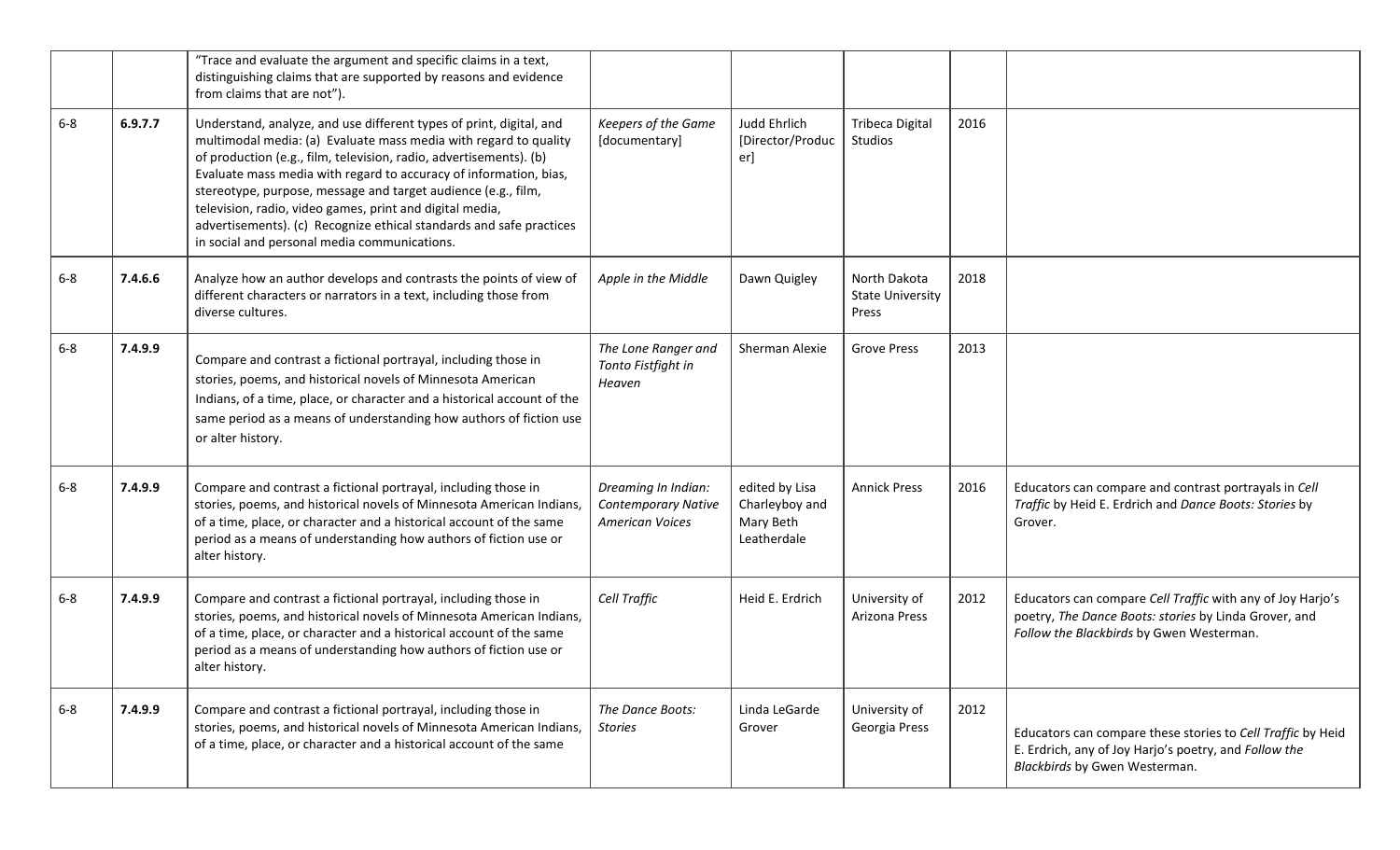| | | | | | | | |
|---|---|---|---|---|---|---|---|
| | | "Trace and evaluate the argument and specific claims in a text, distinguishing claims that are supported by reasons and evidence from claims that are not"). | | | | | |
| 6-8 | **6.9.7.7** | Understand, analyze, and use different types of print, digital, and multimodal media: (a) Evaluate mass media with regard to quality of production (e.g., film, television, radio, advertisements). (b) Evaluate mass media with regard to accuracy of information, bias, stereotype, purpose, message and target audience (e.g., film, television, radio, video games, print and digital media, advertisements). (c) Recognize ethical standards and safe practices in social and personal media communications. | *Keepers of the Game* [documentary] | Judd Ehrlich [Director/Producer] | Tribeca Digital Studios | 2016 | |
| 6-8 | **7.4.6.6** | Analyze how an author develops and contrasts the points of view of different characters or narrators in a text, including those from diverse cultures. | *Apple in the Middle* | Dawn Quigley | North Dakota State University Press | 2018 | |
| 6-8 | **7.4.9.9** | Compare and contrast a fictional portrayal, including those in stories, poems, and historical novels of Minnesota American Indians, of a time, place, or character and a historical account of the same period as a means of understanding how authors of fiction use or alter history. | *The Lone Ranger and Tonto Fistfight in Heaven* | Sherman Alexie | Grove Press | 2013 | |
| 6-8 | **7.4.9.9** | Compare and contrast a fictional portrayal, including those in stories, poems, and historical novels of Minnesota American Indians, of a time, place, or character and a historical account of the same period as a means of understanding how authors of fiction use or alter history. | *Dreaming In Indian: Contemporary Native American Voices* | edited by Lisa Charleyboy and Mary Beth Leatherdale | Annick Press | 2016 | Educators can compare and contrast portrayals in *Cell Traffic* by Heid E. Erdrich and *Dance Boots: Stories* by Grover. |
| 6-8 | **7.4.9.9** | Compare and contrast a fictional portrayal, including those in stories, poems, and historical novels of Minnesota American Indians, of a time, place, or character and a historical account of the same period as a means of understanding how authors of fiction use or alter history. | *Cell Traffic* | Heid E. Erdrich | University of Arizona Press | 2012 | Educators can compare *Cell Traffic* with any of Joy Harjo's poetry, *The Dance Boots: stories* by Linda Grover, and *Follow the Blackbirds* by Gwen Westerman. |
| 6-8 | **7.4.9.9** | Compare and contrast a fictional portrayal, including those in stories, poems, and historical novels of Minnesota American Indians, of a time, place, or character and a historical account of the same | *The Dance Boots: Stories* | Linda LeGarde Grover | University of Georgia Press | 2012 | Educators can compare these stories to *Cell Traffic* by Heid E. Erdrich, any of Joy Harjo's poetry, and *Follow the Blackbirds* by Gwen Westerman. |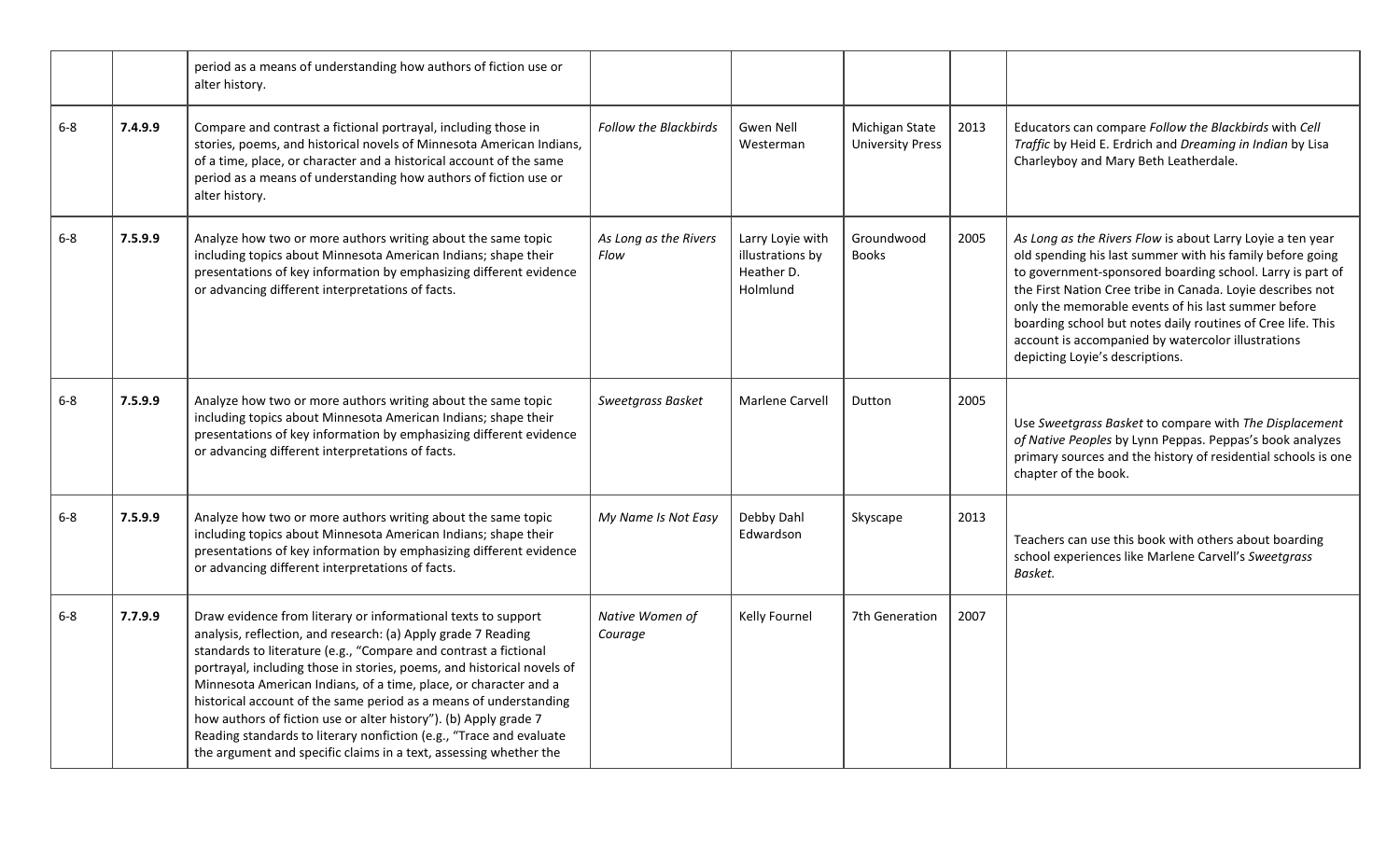|  |  | period as a means of understanding how authors of fiction use or alter history. |  |  |  |  |  |
|---|---|---|---|---|---|---|---|
| 6-8 | **7.4.9.9** | Compare and contrast a fictional portrayal, including those in stories, poems, and historical novels of Minnesota American Indians, of a time, place, or character and a historical account of the same period as a means of understanding how authors of fiction use or alter history. | *Follow the Blackbirds* | Gwen Nell Westerman | Michigan State University Press | 2013 | Educators can compare *Follow the Blackbirds* with *Cell Traffic* by Heid E. Erdrich and *Dreaming in Indian* by Lisa Charleyboy and Mary Beth Leatherdale. |
| 6-8 | **7.5.9.9** | Analyze how two or more authors writing about the same topic including topics about Minnesota American Indians; shape their presentations of key information by emphasizing different evidence or advancing different interpretations of facts. | *As Long as the Rivers Flow* | Larry Loyie with illustrations by Heather D. Holmlund | Groundwood Books | 2005 | *As Long as the Rivers Flow* is about Larry Loyie a ten year old spending his last summer with his family before going to government-sponsored boarding school. Larry is part of the First Nation Cree tribe in Canada. Loyie describes not only the memorable events of his last summer before boarding school but notes daily routines of Cree life. This account is accompanied by watercolor illustrations depicting Loyie's descriptions. |
| 6-8 | **7.5.9.9** | Analyze how two or more authors writing about the same topic including topics about Minnesota American Indians; shape their presentations of key information by emphasizing different evidence or advancing different interpretations of facts. | *Sweetgrass Basket* | Marlene Carvell | Dutton | 2005 | Use *Sweetgrass Basket* to compare with *The Displacement of Native Peoples* by Lynn Peppas. Peppas's book analyzes primary sources and the history of residential schools is one chapter of the book. |
| 6-8 | **7.5.9.9** | Analyze how two or more authors writing about the same topic including topics about Minnesota American Indians; shape their presentations of key information by emphasizing different evidence or advancing different interpretations of facts. | *My Name Is Not Easy* | Debby Dahl Edwardson | Skyscape | 2013 | Teachers can use this book with others about boarding school experiences like Marlene Carvell's *Sweetgrass Basket.* |
| 6-8 | **7.7.9.9** | Draw evidence from literary or informational texts to support analysis, reflection, and research: (a) Apply grade 7 Reading standards to literature (e.g., "Compare and contrast a fictional portrayal, including those in stories, poems, and historical novels of Minnesota American Indians, of a time, place, or character and a historical account of the same period as a means of understanding how authors of fiction use or alter history"). (b) Apply grade 7 Reading standards to literary nonfiction (e.g., "Trace and evaluate the argument and specific claims in a text, assessing whether the | *Native Women of Courage* | Kelly Fournel | 7th Generation | 2007 |  |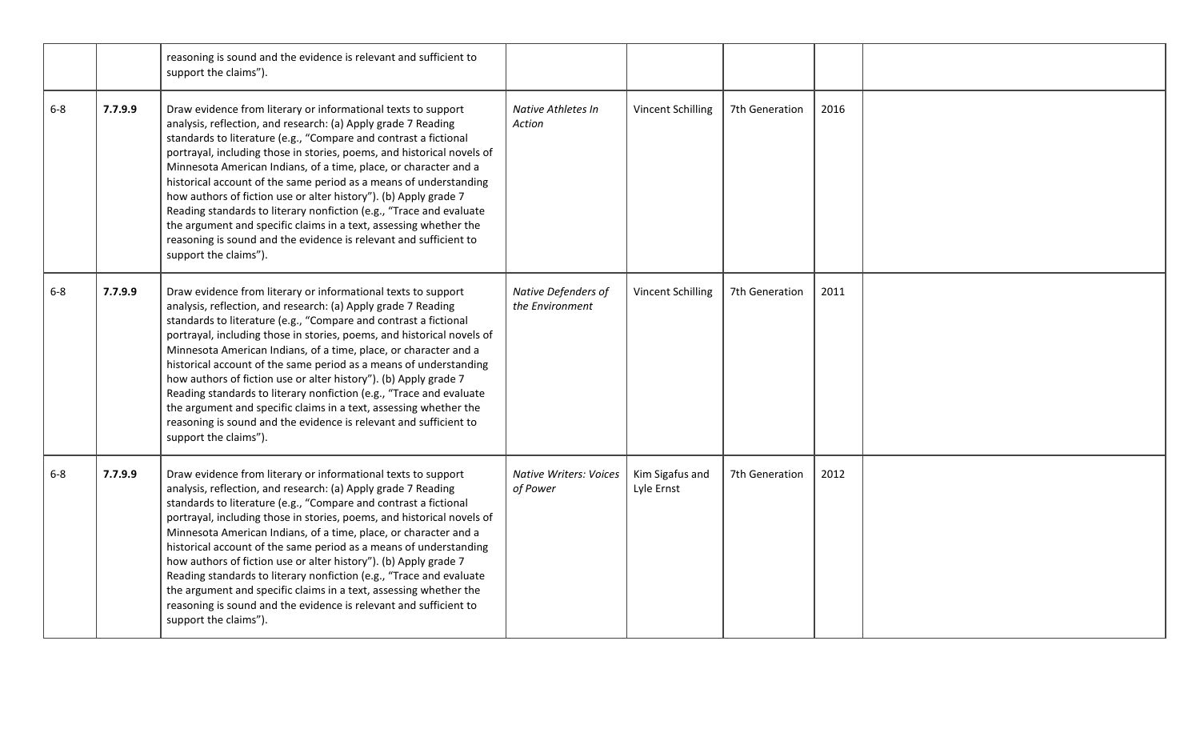| | | | | | | | |
|---|---|---|---|---|---|---|---|
| | | reasoning is sound and the evidence is relevant and sufficient to support the claims"). | | | | | |
| 6-8 | **7.7.9.9** | Draw evidence from literary or informational texts to support analysis, reflection, and research: (a) Apply grade 7 Reading standards to literature (e.g., "Compare and contrast a fictional portrayal, including those in stories, poems, and historical novels of Minnesota American Indians, of a time, place, or character and a historical account of the same period as a means of understanding how authors of fiction use or alter history"). (b) Apply grade 7 Reading standards to literary nonfiction (e.g., "Trace and evaluate the argument and specific claims in a text, assessing whether the reasoning is sound and the evidence is relevant and sufficient to support the claims"). | *Native Athletes In Action* | Vincent Schilling | 7th Generation | 2016 | |
| 6-8 | **7.7.9.9** | Draw evidence from literary or informational texts to support analysis, reflection, and research: (a) Apply grade 7 Reading standards to literature (e.g., "Compare and contrast a fictional portrayal, including those in stories, poems, and historical novels of Minnesota American Indians, of a time, place, or character and a historical account of the same period as a means of understanding how authors of fiction use or alter history"). (b) Apply grade 7 Reading standards to literary nonfiction (e.g., "Trace and evaluate the argument and specific claims in a text, assessing whether the reasoning is sound and the evidence is relevant and sufficient to support the claims"). | *Native Defenders of the Environment* | Vincent Schilling | 7th Generation | 2011 | |
| 6-8 | **7.7.9.9** | Draw evidence from literary or informational texts to support analysis, reflection, and research: (a) Apply grade 7 Reading standards to literature (e.g., "Compare and contrast a fictional portrayal, including those in stories, poems, and historical novels of Minnesota American Indians, of a time, place, or character and a historical account of the same period as a means of understanding how authors of fiction use or alter history"). (b) Apply grade 7 Reading standards to literary nonfiction (e.g., "Trace and evaluate the argument and specific claims in a text, assessing whether the reasoning is sound and the evidence is relevant and sufficient to support the claims"). | *Native Writers: Voices of Power* | Kim Sigafus and Lyle Ernst | 7th Generation | 2012 | |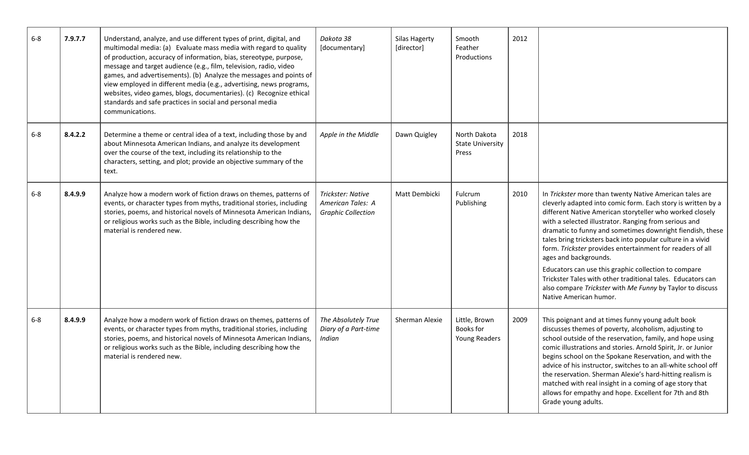| | | | | | | | |
|---|---|---|---|---|---|---|---|
| 6-8 | **7.9.7.7** | Understand, analyze, and use different types of print, digital, and multimodal media: (a) Evaluate mass media with regard to quality of production, accuracy of information, bias, stereotype, purpose, message and target audience (e.g., film, television, radio, video games, and advertisements). (b) Analyze the messages and points of view employed in different media (e.g., advertising, news programs, websites, video games, blogs, documentaries). (c) Recognize ethical standards and safe practices in social and personal media communications. | *Dakota 38* [documentary] | Silas Hagerty [director] | Smooth Feather Productions | 2012 | |
| 6-8 | **8.4.2.2** | Determine a theme or central idea of a text, including those by and about Minnesota American Indians, and analyze its development over the course of the text, including its relationship to the characters, setting, and plot; provide an objective summary of the text. | *Apple in the Middle* | Dawn Quigley | North Dakota State University Press | 2018 | |
| 6-8 | **8.4.9.9** | Analyze how a modern work of fiction draws on themes, patterns of events, or character types from myths, traditional stories, including stories, poems, and historical novels of Minnesota American Indians, or religious works such as the Bible, including describing how the material is rendered new. | *Trickster: Native American Tales: A Graphic Collection* | Matt Dembicki | Fulcrum Publishing | 2010 | In *Trickster* more than twenty Native American tales are cleverly adapted into comic form. Each story is written by a different Native American storyteller who worked closely with a selected illustrator. Ranging from serious and dramatic to funny and sometimes downright fiendish, these tales bring tricksters back into popular culture in a vivid form. *Trickster* provides entertainment for readers of all ages and backgrounds.<br><br>Educators can use this graphic collection to compare Trickster Tales with other traditional tales. Educators can also compare *Trickster* with *Me Funny* by Taylor to discuss Native American humor. |
| 6-8 | **8.4.9.9** | Analyze how a modern work of fiction draws on themes, patterns of events, or character types from myths, traditional stories, including stories, poems, and historical novels of Minnesota American Indians, or religious works such as the Bible, including describing how the material is rendered new. | *The Absolutely True Diary of a Part-time Indian* | Sherman Alexie | Little, Brown Books for Young Readers | 2009 | This poignant and at times funny young adult book discusses themes of poverty, alcoholism, adjusting to school outside of the reservation, family, and hope using comic illustrations and stories. Arnold Spirit, Jr. or Junior begins school on the Spokane Reservation, and with the advice of his instructor, switches to an all-white school off the reservation. Sherman Alexie's hard-hitting realism is matched with real insight in a coming of age story that allows for empathy and hope. Excellent for 7th and 8th Grade young adults. |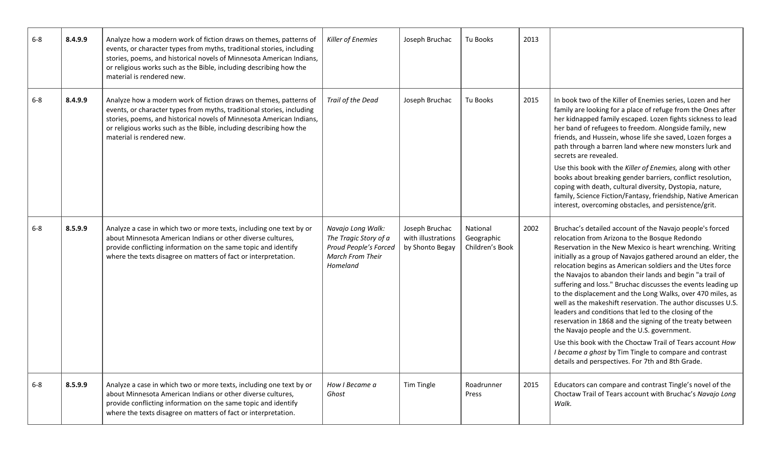| 6-8 | **8.4.9.9** | Analyze how a modern work of fiction draws on themes, patterns of events, or character types from myths, traditional stories, including stories, poems, and historical novels of Minnesota American Indians, or religious works such as the Bible, including describing how the material is rendered new. | *Killer of Enemies* | Joseph Bruchac | Tu Books | 2013 | |
|---|---|---|---|---|---|---|---|
| 6-8 | **8.4.9.9** | Analyze how a modern work of fiction draws on themes, patterns of events, or character types from myths, traditional stories, including stories, poems, and historical novels of Minnesota American Indians, or religious works such as the Bible, including describing how the material is rendered new. | *Trail of the Dead* | Joseph Bruchac | Tu Books | 2015 | In book two of the Killer of Enemies series, Lozen and her family are looking for a place of refuge from the Ones after her kidnapped family escaped. Lozen fights sickness to lead her band of refugees to freedom. Alongside family, new friends, and Hussein, whose life she saved, Lozen forges a path through a barren land where new monsters lurk and secrets are revealed.<br>Use this book with the *Killer of Enemies,* along with other books about breaking gender barriers, conflict resolution, coping with death, cultural diversity, Dystopia, nature, family, Science Fiction/Fantasy, friendship, Native American interest, overcoming obstacles, and persistence/grit. |
| 6-8 | **8.5.9.9** | Analyze a case in which two or more texts, including one text by or about Minnesota American Indians or other diverse cultures, provide conflicting information on the same topic and identify where the texts disagree on matters of fact or interpretation. | *Navajo Long Walk: The Tragic Story of a Proud People's Forced March From Their Homeland* | Joseph Bruchac with illustrations by Shonto Begay | National Geographic Children's Book | 2002 | Bruchac's detailed account of the Navajo people's forced relocation from Arizona to the Bosque Redondo Reservation in the New Mexico is heart wrenching. Writing initially as a group of Navajos gathered around an elder, the relocation begins as American soldiers and the Utes force the Navajos to abandon their lands and begin "a trail of suffering and loss." Bruchac discusses the events leading up to the displacement and the Long Walks, over 470 miles, as well as the makeshift reservation. The author discusses U.S. leaders and conditions that led to the closing of the reservation in 1868 and the signing of the treaty between the Navajo people and the U.S. government.<br>Use this book with the Choctaw Trail of Tears account *How I became a ghost* by Tim Tingle to compare and contrast details and perspectives. For 7th and 8th Grade. |
| 6-8 | **8.5.9.9** | Analyze a case in which two or more texts, including one text by or about Minnesota American Indians or other diverse cultures, provide conflicting information on the same topic and identify where the texts disagree on matters of fact or interpretation. | *How I Became a Ghost* | Tim Tingle | Roadrunner Press | 2015 | Educators can compare and contrast Tingle's novel of the Choctaw Trail of Tears account with Bruchac's *Navajo Long Walk.* |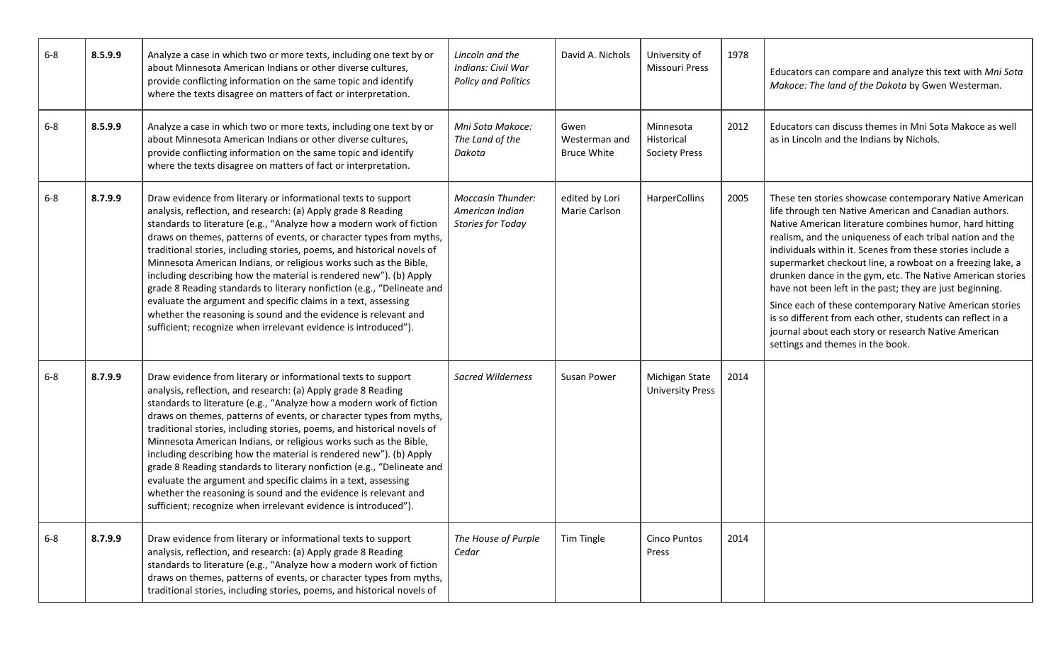| 6-8 | 8.5.9.9 | Analyze a case in which two or more texts, including one text by or about Minnesota American Indians or other diverse cultures, provide conflicting information on the same topic and identify where the texts disagree on matters of fact or interpretation. | *Lincoln and the Indians: Civil War Policy and Politics* | David A. Nichols | University of Missouri Press | 1978 | Educators can compare and analyze this text with *Mni Sota Makoce: The land of the Dakota* by Gwen Westerman. |
|---|---|---|---|---|---|---|---|
| 6-8 | 8.5.9.9 | Analyze a case in which two or more texts, including one text by or about Minnesota American Indians or other diverse cultures, provide conflicting information on the same topic and identify where the texts disagree on matters of fact or interpretation. | *Mni Sota Makoce: The Land of the Dakota* | Gwen Westerman and Bruce White | Minnesota Historical Society Press | 2012 | Educators can discuss themes in Mni Sota Makoce as well as in Lincoln and the Indians by Nichols. |
| 6-8 | 8.7.9.9 | Draw evidence from literary or informational texts to support analysis, reflection, and research: (a) Apply grade 8 Reading standards to literature (e.g., "Analyze how a modern work of fiction draws on themes, patterns of events, or character types from myths, traditional stories, including stories, poems, and historical novels of Minnesota American Indians, or religious works such as the Bible, including describing how the material is rendered new"). (b) Apply grade 8 Reading standards to literary nonfiction (e.g., "Delineate and evaluate the argument and specific claims in a text, assessing whether the reasoning is sound and the evidence is relevant and sufficient; recognize when irrelevant evidence is introduced"). | *Moccasin Thunder: American Indian Stories for Today* | edited by Lori Marie Carlson | HarperCollins | 2005 | These ten stories showcase contemporary Native American life through ten Native American and Canadian authors. Native American literature combines humor, hard hitting realism, and the uniqueness of each tribal nation and the individuals within it. Scenes from these stories include a supermarket checkout line, a rowboat on a freezing lake, a drunken dance in the gym, etc. The Native American stories have not been left in the past; they are just beginning.<br><br>Since each of these contemporary Native American stories is so different from each other, students can reflect in a journal about each story or research Native American settings and themes in the book. |
| 6-8 | 8.7.9.9 | Draw evidence from literary or informational texts to support analysis, reflection, and research: (a) Apply grade 8 Reading standards to literature (e.g., "Analyze how a modern work of fiction draws on themes, patterns of events, or character types from myths, traditional stories, including stories, poems, and historical novels of Minnesota American Indians, or religious works such as the Bible, including describing how the material is rendered new"). (b) Apply grade 8 Reading standards to literary nonfiction (e.g., "Delineate and evaluate the argument and specific claims in a text, assessing whether the reasoning is sound and the evidence is relevant and sufficient; recognize when irrelevant evidence is introduced"). | *Sacred Wilderness* | Susan Power | Michigan State University Press | 2014 | |
| 6-8 | 8.7.9.9 | Draw evidence from literary or informational texts to support analysis, reflection, and research: (a) Apply grade 8 Reading standards to literature (e.g., "Analyze how a modern work of fiction draws on themes, patterns of events, or character types from myths, traditional stories, including stories, poems, and historical novels of | *The House of Purple Cedar* | Tim Tingle | Cinco Puntos Press | 2014 | |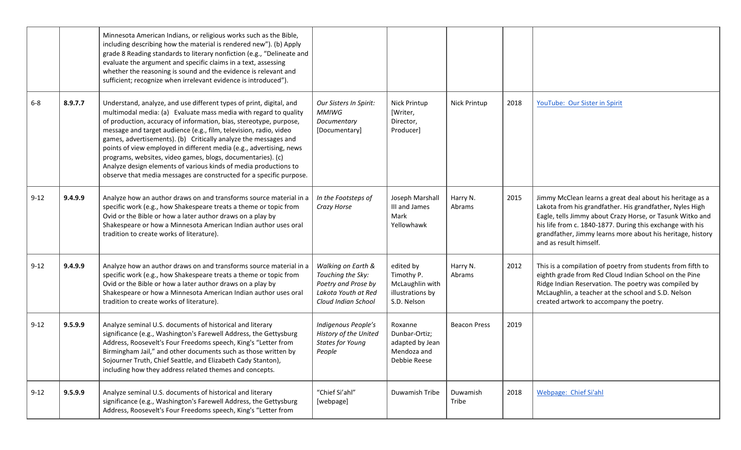| | | | | | | | |
|---|---|---|---|---|---|---|---|
| | | Minnesota American Indians, or religious works such as the Bible, including describing how the material is rendered new"). (b) Apply grade 8 Reading standards to literary nonfiction (e.g., "Delineate and evaluate the argument and specific claims in a text, assessing whether the reasoning is sound and the evidence is relevant and sufficient; recognize when irrelevant evidence is introduced"). | | | | | |
| 6-8 | **8.9.7.7** | Understand, analyze, and use different types of print, digital, and multimodal media: (a) Evaluate mass media with regard to quality of production, accuracy of information, bias, stereotype, purpose, message and target audience (e.g., film, television, radio, video games, advertisements). (b) Critically analyze the messages and points of view employed in different media (e.g., advertising, news programs, websites, video games, blogs, documentaries). (c) Analyze design elements of various kinds of media productions to observe that media messages are constructed for a specific purpose. | *Our Sisters In Spirit: MMIWG Documentary* [Documentary] | Nick Printup [Writer, Director, Producer] | Nick Printup | 2018 | YouTube: Our Sister in Spirit |
| 9-12 | **9.4.9.9** | Analyze how an author draws on and transforms source material in a specific work (e.g., how Shakespeare treats a theme or topic from Ovid or the Bible or how a later author draws on a play by Shakespeare or how a Minnesota American Indian author uses oral tradition to create works of literature). | *In the Footsteps of Crazy Horse* | Joseph Marshall III and James Mark Yellowhawk | Harry N. Abrams | 2015 | Jimmy McClean learns a great deal about his heritage as a Lakota from his grandfather. His grandfather, Nyles High Eagle, tells Jimmy about Crazy Horse, or Tasunk Witko and his life from c. 1840-1877. During this exchange with his grandfather, Jimmy learns more about his heritage, history and as result himself. |
| 9-12 | **9.4.9.9** | Analyze how an author draws on and transforms source material in a specific work (e.g., how Shakespeare treats a theme or topic from Ovid or the Bible or how a later author draws on a play by Shakespeare or how a Minnesota American Indian author uses oral tradition to create works of literature). | *Walking on Earth & Touching the Sky: Poetry and Prose by Lakota Youth at Red Cloud Indian School* | edited by Timothy P. McLaughlin with illustrations by S.D. Nelson | Harry N. Abrams | 2012 | This is a compilation of poetry from students from fifth to eighth grade from Red Cloud Indian School on the Pine Ridge Indian Reservation. The poetry was compiled by McLaughlin, a teacher at the school and S.D. Nelson created artwork to accompany the poetry. |
| 9-12 | **9.5.9.9** | Analyze seminal U.S. documents of historical and literary significance (e.g., Washington's Farewell Address, the Gettysburg Address, Roosevelt's Four Freedoms speech, King's "Letter from Birmingham Jail," and other documents such as those written by Sojourner Truth, Chief Seattle, and Elizabeth Cady Stanton), including how they address related themes and concepts. | *Indigenous People's History of the United States for Young People* | Roxanne Dunbar-Ortiz; adapted by Jean Mendoza and Debbie Reese | Beacon Press | 2019 | |
| 9-12 | **9.5.9.9** | Analyze seminal U.S. documents of historical and literary significance (e.g., Washington's Farewell Address, the Gettysburg Address, Roosevelt's Four Freedoms speech, King's "Letter from | "Chief Si'ahl" [webpage] | Duwamish Tribe | Duwamish Tribe | 2018 | Webpage: Chief Si'ahl |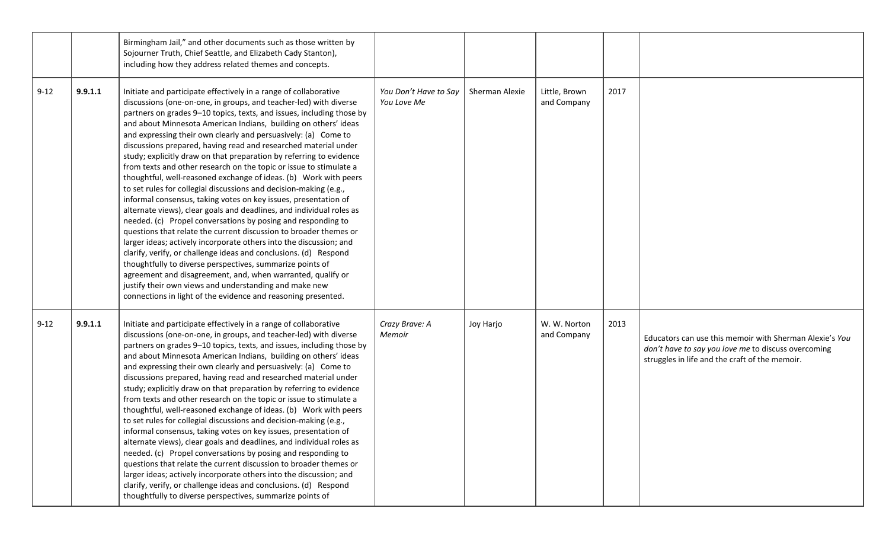|  |  |  |  |  |  |  |  |
|---|---|---|---|---|---|---|---|
|  |  | Birmingham Jail," and other documents such as those written by Sojourner Truth, Chief Seattle, and Elizabeth Cady Stanton), including how they address related themes and concepts. |  |  |  |  |  |
| 9-12 | **9.9.1.1** | Initiate and participate effectively in a range of collaborative discussions (one-on-one, in groups, and teacher-led) with diverse partners on grades 9–10 topics, texts, and issues, including those by and about Minnesota American Indians, building on others' ideas and expressing their own clearly and persuasively: (a) Come to discussions prepared, having read and researched material under study; explicitly draw on that preparation by referring to evidence from texts and other research on the topic or issue to stimulate a thoughtful, well-reasoned exchange of ideas. (b) Work with peers to set rules for collegial discussions and decision-making (e.g., informal consensus, taking votes on key issues, presentation of alternate views), clear goals and deadlines, and individual roles as needed. (c) Propel conversations by posing and responding to questions that relate the current discussion to broader themes or larger ideas; actively incorporate others into the discussion; and clarify, verify, or challenge ideas and conclusions. (d) Respond thoughtfully to diverse perspectives, summarize points of agreement and disagreement, and, when warranted, qualify or justify their own views and understanding and make new connections in light of the evidence and reasoning presented. | *You Don't Have to Say You Love Me* | Sherman Alexie | Little, Brown and Company | 2017 |  |
| 9-12 | **9.9.1.1** | Initiate and participate effectively in a range of collaborative discussions (one-on-one, in groups, and teacher-led) with diverse partners on grades 9–10 topics, texts, and issues, including those by and about Minnesota American Indians, building on others' ideas and expressing their own clearly and persuasively: (a) Come to discussions prepared, having read and researched material under study; explicitly draw on that preparation by referring to evidence from texts and other research on the topic or issue to stimulate a thoughtful, well-reasoned exchange of ideas. (b) Work with peers to set rules for collegial discussions and decision-making (e.g., informal consensus, taking votes on key issues, presentation of alternate views), clear goals and deadlines, and individual roles as needed. (c) Propel conversations by posing and responding to questions that relate the current discussion to broader themes or larger ideas; actively incorporate others into the discussion; and clarify, verify, or challenge ideas and conclusions. (d) Respond thoughtfully to diverse perspectives, summarize points of | *Crazy Brave: A Memoir* | Joy Harjo | W. W. Norton and Company | 2013 | Educators can use this memoir with Sherman Alexie's *You don't have to say you love me* to discuss overcoming struggles in life and the craft of the memoir. |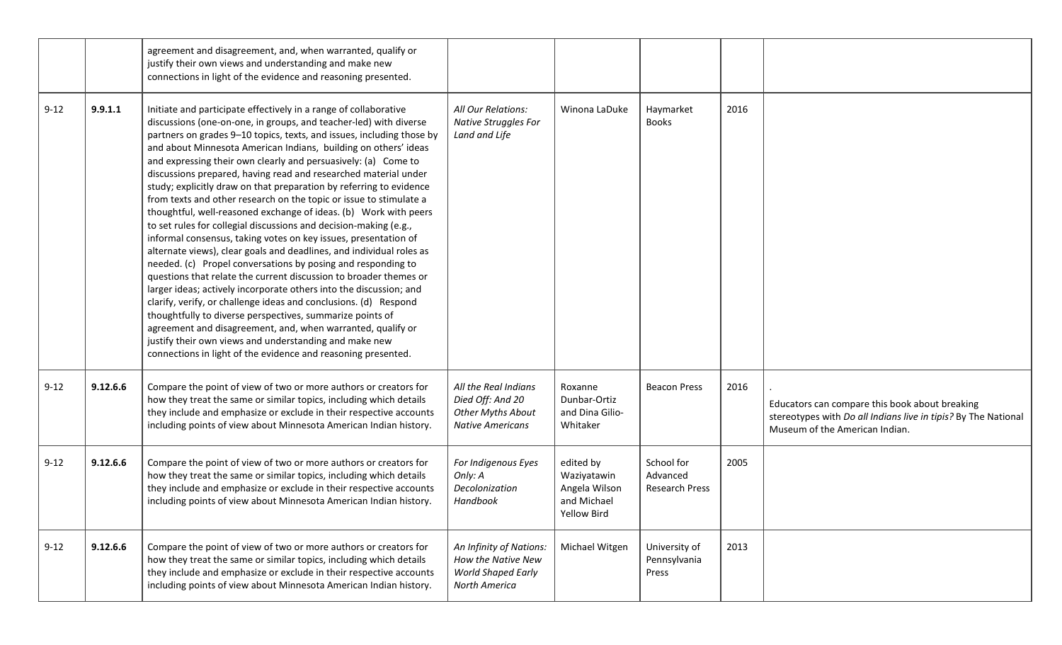| | | | | | | | |
|---|---|---|---|---|---|---|---|
| | | agreement and disagreement, and, when warranted, qualify or justify their own views and understanding and make new connections in light of the evidence and reasoning presented. | | | | | |
| 9-12 | **9.9.1.1** | Initiate and participate effectively in a range of collaborative discussions (one-on-one, in groups, and teacher-led) with diverse partners on grades 9–10 topics, texts, and issues, including those by and about Minnesota American Indians, building on others' ideas and expressing their own clearly and persuasively: (a) Come to discussions prepared, having read and researched material under study; explicitly draw on that preparation by referring to evidence from texts and other research on the topic or issue to stimulate a thoughtful, well-reasoned exchange of ideas. (b) Work with peers to set rules for collegial discussions and decision-making (e.g., informal consensus, taking votes on key issues, presentation of alternate views), clear goals and deadlines, and individual roles as needed. (c) Propel conversations by posing and responding to questions that relate the current discussion to broader themes or larger ideas; actively incorporate others into the discussion; and clarify, verify, or challenge ideas and conclusions. (d) Respond thoughtfully to diverse perspectives, summarize points of agreement and disagreement, and, when warranted, qualify or justify their own views and understanding and make new connections in light of the evidence and reasoning presented. | *All Our Relations: Native Struggles For Land and Life* | Winona LaDuke | Haymarket Books | 2016 | |
| 9-12 | **9.12.6.6** | Compare the point of view of two or more authors or creators for how they treat the same or similar topics, including which details they include and emphasize or exclude in their respective accounts including points of view about Minnesota American Indian history. | *All the Real Indians Died Off: And 20 Other Myths About Native Americans* | Roxanne Dunbar-Ortiz and Dina Gilio-Whitaker | Beacon Press | 2016 | . Educators can compare this book about breaking stereotypes with *Do all Indians live in tipis?* By The National Museum of the American Indian. |
| 9-12 | **9.12.6.6** | Compare the point of view of two or more authors or creators for how they treat the same or similar topics, including which details they include and emphasize or exclude in their respective accounts including points of view about Minnesota American Indian history. | *For Indigenous Eyes Only: A Decolonization Handbook* | edited by Waziyatawin Angela Wilson and Michael Yellow Bird | School for Advanced Research Press | 2005 | |
| 9-12 | **9.12.6.6** | Compare the point of view of two or more authors or creators for how they treat the same or similar topics, including which details they include and emphasize or exclude in their respective accounts including points of view about Minnesota American Indian history. | *An Infinity of Nations: How the Native New World Shaped Early North America* | Michael Witgen | University of Pennsylvania Press | 2013 | |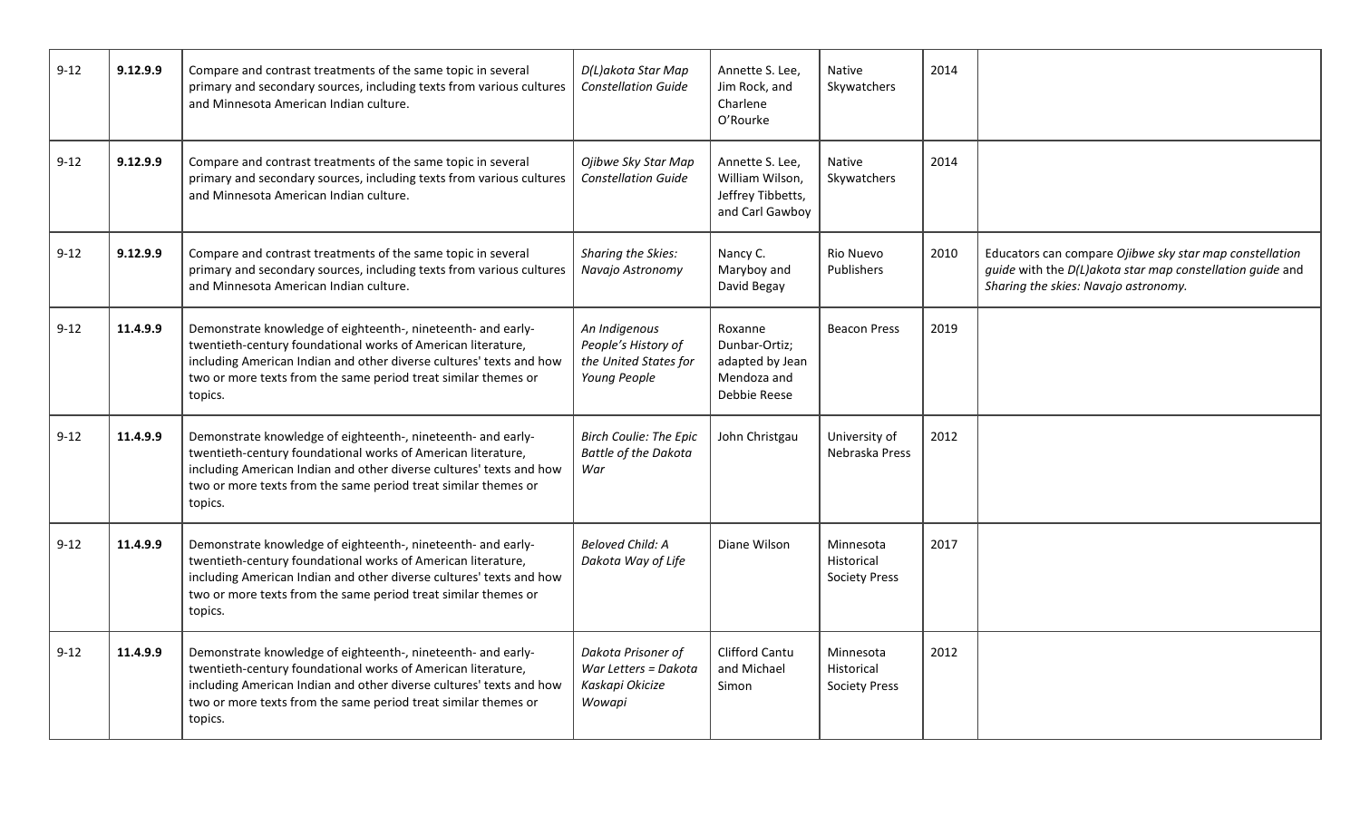| 9-12 | **9.12.9.9** | Compare and contrast treatments of the same topic in several primary and secondary sources, including texts from various cultures and Minnesota American Indian culture. | *D(L)akota Star Map Constellation Guide* | Annette S. Lee, Jim Rock, and Charlene O'Rourke | Native Skywatchers | 2014 | |
|---|---|---|---|---|---|---|---|
| 9-12 | **9.12.9.9** | Compare and contrast treatments of the same topic in several primary and secondary sources, including texts from various cultures and Minnesota American Indian culture. | *Ojibwe Sky Star Map Constellation Guide* | Annette S. Lee, William Wilson, Jeffrey Tibbetts, and Carl Gawboy | Native Skywatchers | 2014 | |
| 9-12 | **9.12.9.9** | Compare and contrast treatments of the same topic in several primary and secondary sources, including texts from various cultures and Minnesota American Indian culture. | *Sharing the Skies: Navajo Astronomy* | Nancy C. Maryboy and David Begay | Rio Nuevo Publishers | 2010 | Educators can compare *Ojibwe sky star map constellation guide* with the *D(L)akota star map constellation guide* and *Sharing the skies: Navajo astronomy.* |
| 9-12 | **11.4.9.9** | Demonstrate knowledge of eighteenth-, nineteenth- and early-twentieth-century foundational works of American literature, including American Indian and other diverse cultures' texts and how two or more texts from the same period treat similar themes or topics. | *An Indigenous People's History of the United States for Young People* | Roxanne Dunbar-Ortiz; adapted by Jean Mendoza and Debbie Reese | Beacon Press | 2019 | |
| 9-12 | **11.4.9.9** | Demonstrate knowledge of eighteenth-, nineteenth- and early-twentieth-century foundational works of American literature, including American Indian and other diverse cultures' texts and how two or more texts from the same period treat similar themes or topics. | *Birch Coulie: The Epic Battle of the Dakota War* | John Christgau | University of Nebraska Press | 2012 | |
| 9-12 | **11.4.9.9** | Demonstrate knowledge of eighteenth-, nineteenth- and early-twentieth-century foundational works of American literature, including American Indian and other diverse cultures' texts and how two or more texts from the same period treat similar themes or topics. | *Beloved Child: A Dakota Way of Life* | Diane Wilson | Minnesota Historical Society Press | 2017 | |
| 9-12 | **11.4.9.9** | Demonstrate knowledge of eighteenth-, nineteenth- and early-twentieth-century foundational works of American literature, including American Indian and other diverse cultures' texts and how two or more texts from the same period treat similar themes or topics. | *Dakota Prisoner of War Letters = Dakota Kaskapi Okicize Wowapi* | Clifford Cantu and Michael Simon | Minnesota Historical Society Press | 2012 | |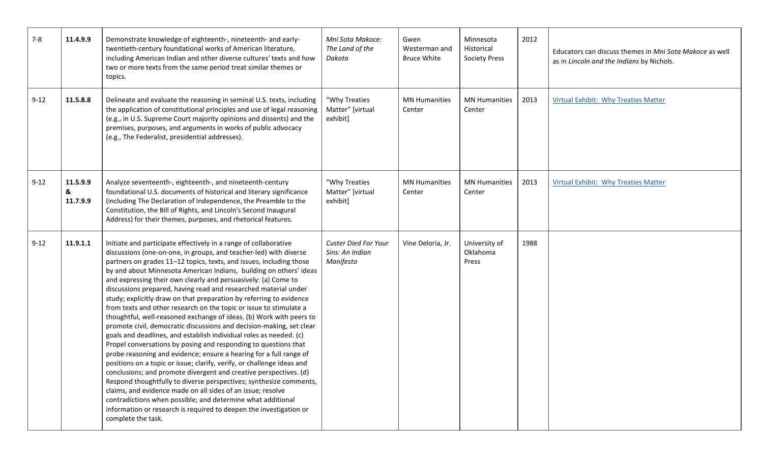| 7-8 | **11.4.9.9** | Demonstrate knowledge of eighteenth-, nineteenth- and early-twentieth-century foundational works of American literature, including American Indian and other diverse cultures' texts and how two or more texts from the same period treat similar themes or topics. | *Mni Sota Makoce: The Land of the Dakota* | Gwen Westerman and Bruce White | Minnesota Historical Society Press | 2012 | Educators can discuss themes in *Mni Sota Makoce* as well as in *Lincoln and the Indians* by Nichols. |
|---|---|---|---|---|---|---|---|
| 9-12 | **11.5.8.8** | Delineate and evaluate the reasoning in seminal U.S. texts, including the application of constitutional principles and use of legal reasoning (e.g., in U.S. Supreme Court majority opinions and dissents) and the premises, purposes, and arguments in works of public advocacy (e.g., The Federalist, presidential addresses). | "Why Treaties Matter" [virtual exhibit] | MN Humanities Center | MN Humanities Center | 2013 | Virtual Exhibit: Why Treaties Matter |
| 9-12 | **11.5.9.9 & 11.7.9.9** | Analyze seventeenth-, eighteenth-, and nineteenth-century foundational U.S. documents of historical and literary significance (including The Declaration of Independence, the Preamble to the Constitution, the Bill of Rights, and Lincoln's Second Inaugural Address) for their themes, purposes, and rhetorical features. | "Why Treaties Matter" [virtual exhibit] | MN Humanities Center | MN Humanities Center | 2013 | Virtual Exhibit: Why Treaties Matter |
| 9-12 | **11.9.1.1** | Initiate and participate effectively in a range of collaborative discussions (one-on-one, in groups, and teacher-led) with diverse partners on grades 11–12 topics, texts, and issues, including those by and about Minnesota American Indians, building on others' ideas and expressing their own clearly and persuasively: (a) Come to discussions prepared, having read and researched material under study; explicitly draw on that preparation by referring to evidence from texts and other research on the topic or issue to stimulate a thoughtful, well-reasoned exchange of ideas. (b) Work with peers to promote civil, democratic discussions and decision-making, set clear goals and deadlines, and establish individual roles as needed. (c) Propel conversations by posing and responding to questions that probe reasoning and evidence; ensure a hearing for a full range of positions on a topic or issue; clarify, verify, or challenge ideas and conclusions; and promote divergent and creative perspectives. (d) Respond thoughtfully to diverse perspectives; synthesize comments, claims, and evidence made on all sides of an issue; resolve contradictions when possible; and determine what additional information or research is required to deepen the investigation or complete the task. | *Custer Died For Your Sins: An Indian Manifesto* | Vine Deloria, Jr. | University of Oklahoma Press | 1988 | |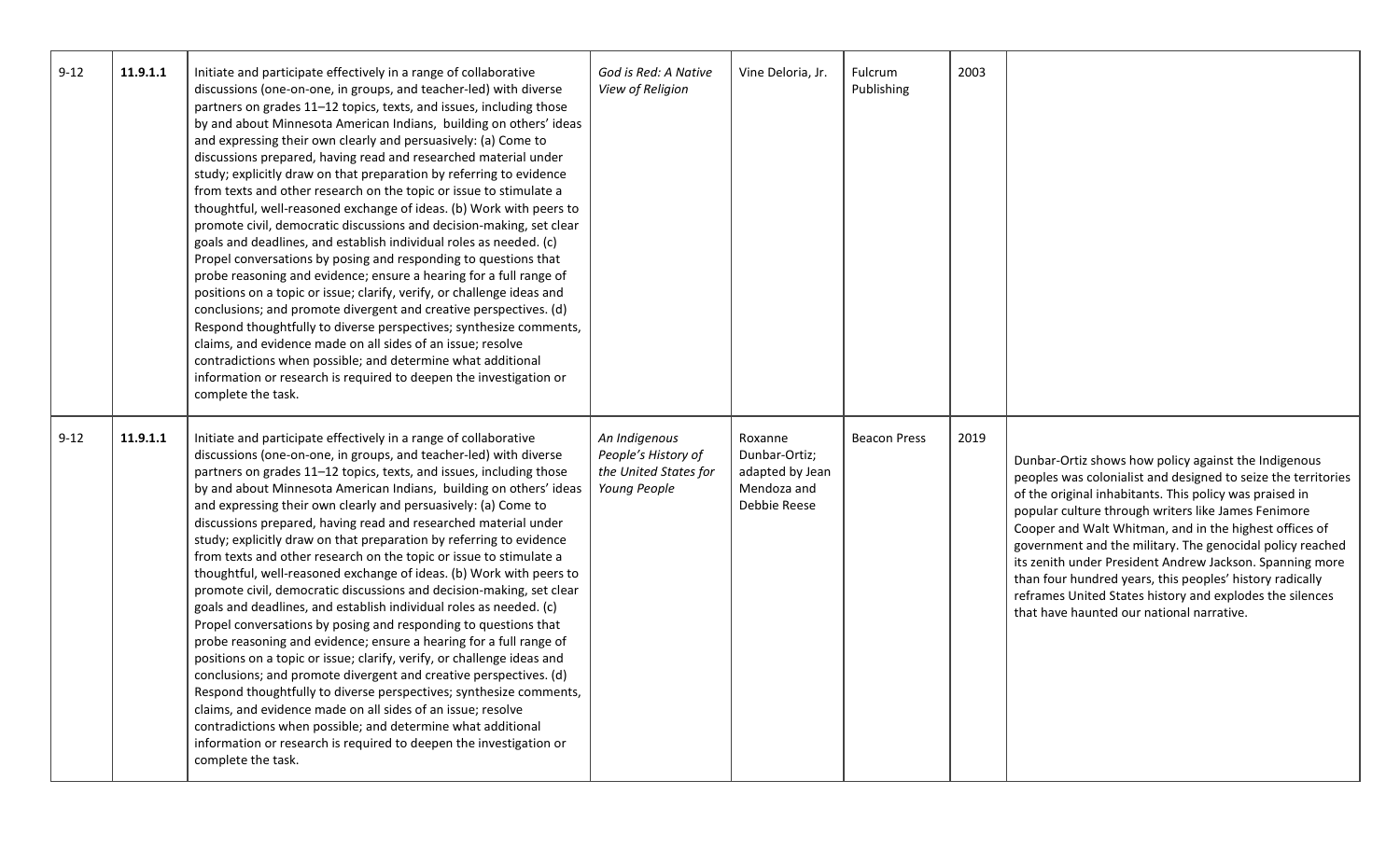| | | | | | | | |
|---|---|---|---|---|---|---|---|
| 9-12 | **11.9.1.1** | Initiate and participate effectively in a range of collaborative discussions (one-on-one, in groups, and teacher-led) with diverse partners on grades 11–12 topics, texts, and issues, including those by and about Minnesota American Indians, building on others' ideas and expressing their own clearly and persuasively: (a) Come to discussions prepared, having read and researched material under study; explicitly draw on that preparation by referring to evidence from texts and other research on the topic or issue to stimulate a thoughtful, well-reasoned exchange of ideas. (b) Work with peers to promote civil, democratic discussions and decision-making, set clear goals and deadlines, and establish individual roles as needed. (c) Propel conversations by posing and responding to questions that probe reasoning and evidence; ensure a hearing for a full range of positions on a topic or issue; clarify, verify, or challenge ideas and conclusions; and promote divergent and creative perspectives. (d) Respond thoughtfully to diverse perspectives; synthesize comments, claims, and evidence made on all sides of an issue; resolve contradictions when possible; and determine what additional information or research is required to deepen the investigation or complete the task. | *God is Red: A Native View of Religion* | Vine Deloria, Jr. | Fulcrum Publishing | 2003 | |
| 9-12 | **11.9.1.1** | Initiate and participate effectively in a range of collaborative discussions (one-on-one, in groups, and teacher-led) with diverse partners on grades 11–12 topics, texts, and issues, including those by and about Minnesota American Indians, building on others' ideas and expressing their own clearly and persuasively: (a) Come to discussions prepared, having read and researched material under study; explicitly draw on that preparation by referring to evidence from texts and other research on the topic or issue to stimulate a thoughtful, well-reasoned exchange of ideas. (b) Work with peers to promote civil, democratic discussions and decision-making, set clear goals and deadlines, and establish individual roles as needed. (c) Propel conversations by posing and responding to questions that probe reasoning and evidence; ensure a hearing for a full range of positions on a topic or issue; clarify, verify, or challenge ideas and conclusions; and promote divergent and creative perspectives. (d) Respond thoughtfully to diverse perspectives; synthesize comments, claims, and evidence made on all sides of an issue; resolve contradictions when possible; and determine what additional information or research is required to deepen the investigation or complete the task. | *An Indigenous People's History of the United States for Young People* | Roxanne Dunbar-Ortiz; adapted by Jean Mendoza and Debbie Reese | Beacon Press | 2019 | Dunbar-Ortiz shows how policy against the Indigenous peoples was colonialist and designed to seize the territories of the original inhabitants. This policy was praised in popular culture through writers like James Fenimore Cooper and Walt Whitman, and in the highest offices of government and the military. The genocidal policy reached its zenith under President Andrew Jackson. Spanning more than four hundred years, this peoples' history radically reframes United States history and explodes the silences that have haunted our national narrative. |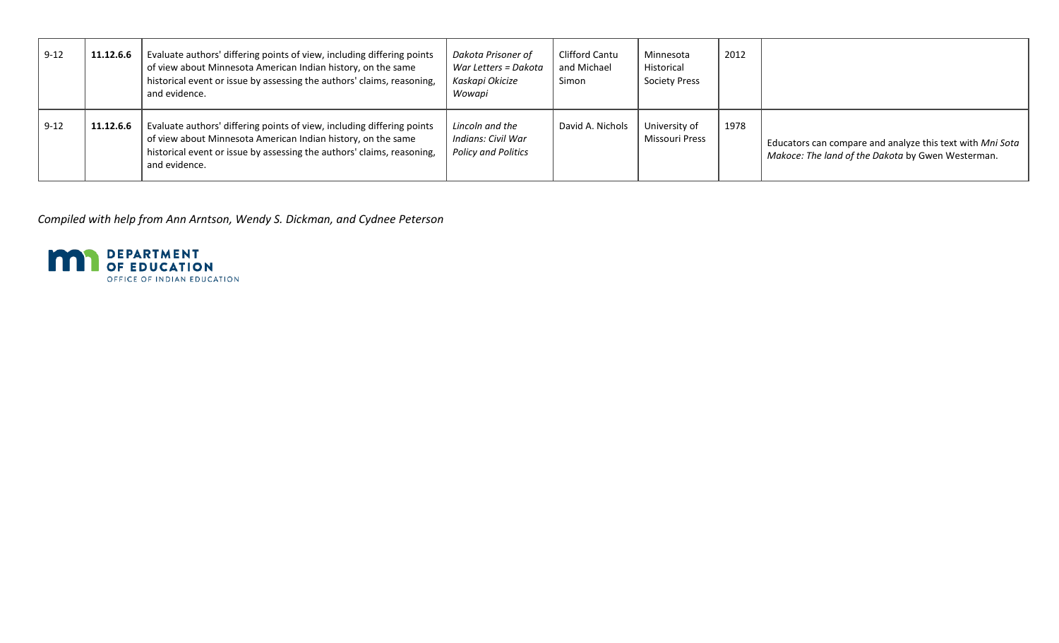| | | | | | | | |
|---|---|---|---|---|---|---|---|
| 9-12 | **11.12.6.6** | Evaluate authors' differing points of view, including differing points of view about Minnesota American Indian history, on the same historical event or issue by assessing the authors' claims, reasoning, and evidence. | *Dakota Prisoner of War Letters = Dakota Kaskapi Okicize Wowapi* | Clifford Cantu and Michael Simon | Minnesota Historical Society Press | 2012 | |
| 9-12 | **11.12.6.6** | Evaluate authors' differing points of view, including differing points of view about Minnesota American Indian history, on the same historical event or issue by assessing the authors' claims, reasoning, and evidence. | *Lincoln and the Indians: Civil War Policy and Politics* | David A. Nichols | University of Missouri Press | 1978 | Educators can compare and analyze this text with *Mni Sota Makoce: The land of the Dakota* by Gwen Westerman. |

*Compiled with help from Ann Arntson, Wendy S. Dickman, and Cydnee Peterson*

DEPARTMENT OF EDUCATION
OFFICE OF INDIAN EDUCATION